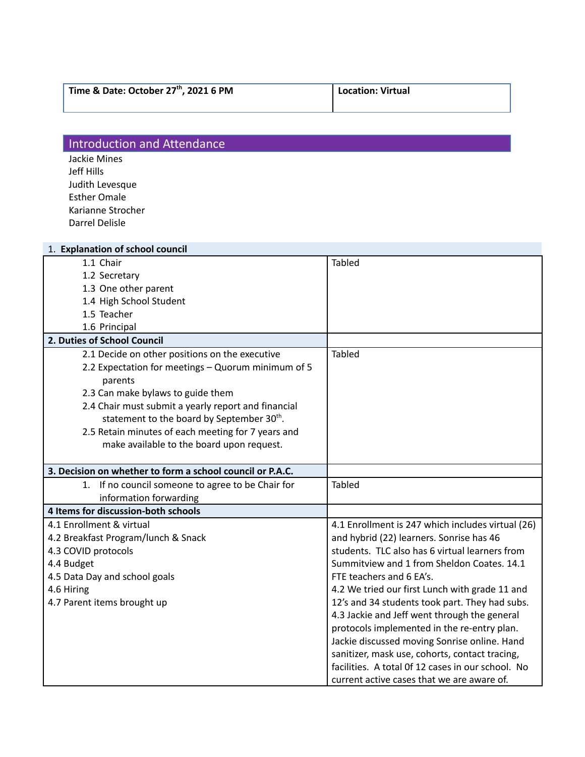| Time & Date: October 27th, 2021 6 PM | Location: Virtual |
|---|---|

## Introduction and Attendance

Jackie Mines
Jeff Hills
Judith Levesque
Esther Omale
Karianne Strocher
Darrel Delisle

| 1. **Explanation of school council** | |
|---|---|
| 1.1 Chair<br>1.2 Secretary<br>1.3 One other parent<br>1.4 High School Student<br>1.5 Teacher<br>1.6 Principal | Tabled |
| **2. Duties of School Council** | |
| 2.1 Decide on other positions on the executive<br>2.2 Expectation for meetings – Quorum minimum of 5 parents<br>2.3 Can make bylaws to guide them<br>2.4 Chair must submit a yearly report and financial statement to the board by September 30th.<br>2.5 Retain minutes of each meeting for 7 years and make available to the board upon request. | Tabled |
| **3. Decision on whether to form a school council or P.A.C.** | |
| 1. If no council someone to agree to be Chair for information forwarding | Tabled |
| **4 Items for discussion-both schools** | |
| 4.1 Enrollment & virtual<br>4.2 Breakfast Program/lunch & Snack<br>4.3 COVID protocols<br>4.4 Budget<br>4.5 Data Day and school goals<br>4.6 Hiring<br>4.7 Parent items brought up | 4.1 Enrollment is 247 which includes virtual (26) and hybrid (22) learners. Sonrise has 46 students. TLC also has 6 virtual learners from Summitview and 1 from Sheldon Coates. 14.1 FTE teachers and 6 EA's.<br>4.2 We tried our first Lunch with grade 11 and 12's and 34 students took part. They had subs.<br>4.3 Jackie and Jeff went through the general protocols implemented in the re-entry plan. Jackie discussed moving Sonrise online. Hand sanitizer, mask use, cohorts, contact tracing, facilities. A total 0f 12 cases in our school. No current active cases that we are aware of. |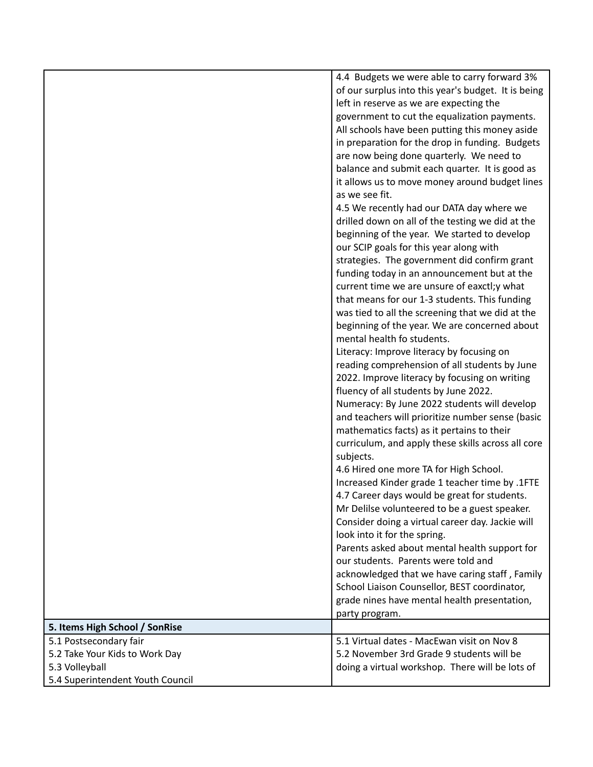| | |
|---|---|
| | 4.4 Budgets we were able to carry forward 3% of our surplus into this year's budget. It is being left in reserve as we are expecting the government to cut the equalization payments. All schools have been putting this money aside in preparation for the drop in funding. Budgets are now being done quarterly. We need to balance and submit each quarter. It is good as it allows us to move money around budget lines as we see fit.<br>4.5 We recently had our DATA day where we drilled down on all of the testing we did at the beginning of the year. We started to develop our SCIP goals for this year along with strategies. The government did confirm grant funding today in an announcement but at the current time we are unsure of eaxctl;y what that means for our 1-3 students. This funding was tied to all the screening that we did at the beginning of the year. We are concerned about mental health fo students.<br>Literacy: Improve literacy by focusing on reading comprehension of all students by June 2022. Improve literacy by focusing on writing fluency of all students by June 2022.<br>Numeracy: By June 2022 students will develop and teachers will prioritize number sense (basic mathematics facts) as it pertains to their curriculum, and apply these skills across all core subjects.<br>4.6 Hired one more TA for High School. Increased Kinder grade 1 teacher time by .1FTE<br>4.7 Career days would be great for students. Mr Delilse volunteered to be a guest speaker. Consider doing a virtual career day. Jackie will look into it for the spring.<br>Parents asked about mental health support for our students. Parents were told and acknowledged that we have caring staff , Family School Liaison Counsellor, BEST coordinator, grade nines have mental health presentation, party program. |
| **5. Items High School / SonRise** | |
| 5.1 Postsecondary fair<br>5.2 Take Your Kids to Work Day<br>5.3 Volleyball<br>5.4 Superintendent Youth Council | 5.1 Virtual dates - MacEwan visit on Nov 8<br>5.2 November 3rd Grade 9 students will be doing a virtual workshop. There will be lots of |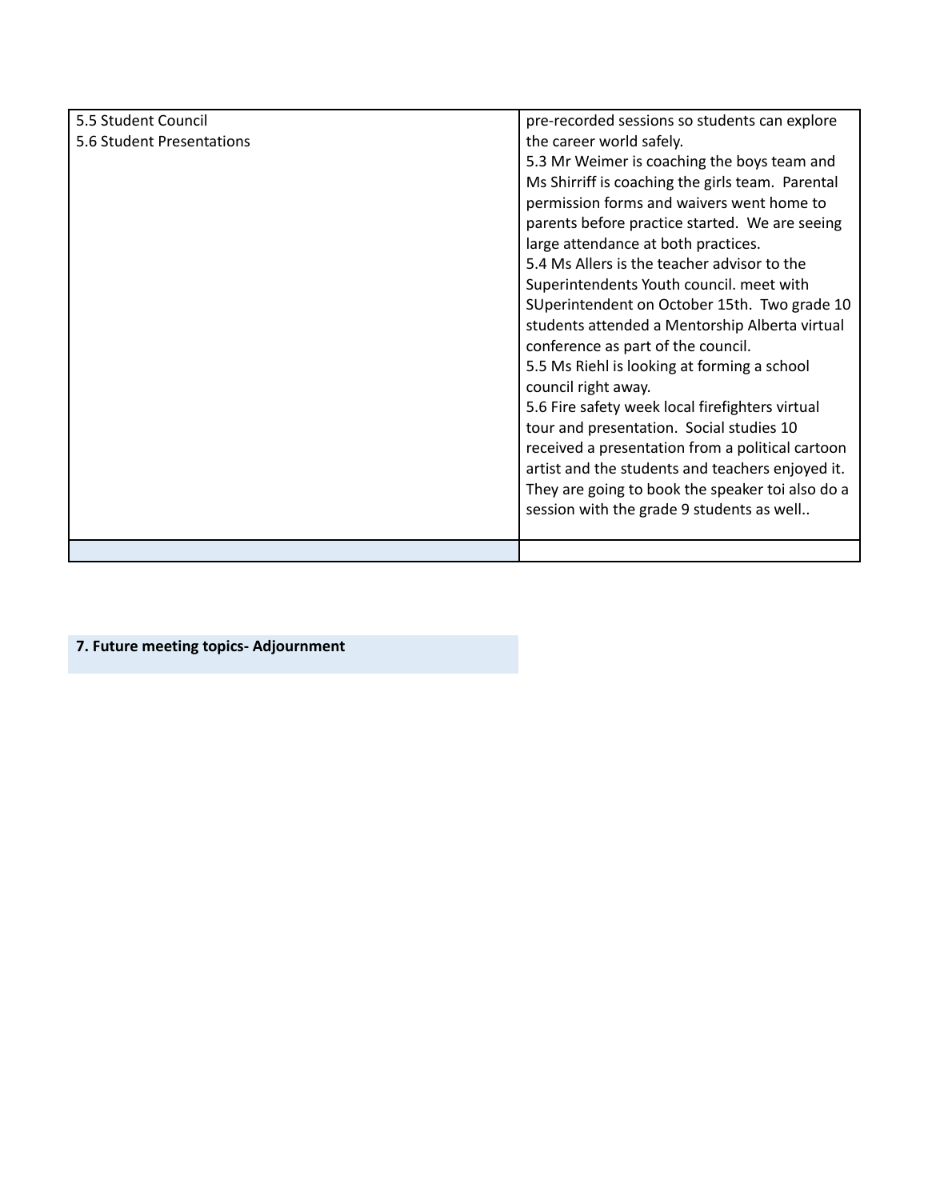| | |
|---|---|
| 5.5 Student Council<br>5.6 Student Presentations | pre-recorded sessions so students can explore the career world safely.<br>5.3 Mr Weimer is coaching the boys team and Ms Shirriff is coaching the girls team. Parental permission forms and waivers went home to parents before practice started. We are seeing large attendance at both practices.<br>5.4 Ms Allers is the teacher advisor to the Superintendents Youth council. meet with SUperintendent on October 15th. Two grade 10 students attended a Mentorship Alberta virtual conference as part of the council.<br>5.5 Ms Riehl is looking at forming a school council right away.<br>5.6 Fire safety week local firefighters virtual tour and presentation. Social studies 10 received a presentation from a political cartoon artist and the students and teachers enjoyed it. They are going to book the speaker toi also do a session with the grade 9 students as well.. |
| | |

**7. Future meeting topics- Adjournment**